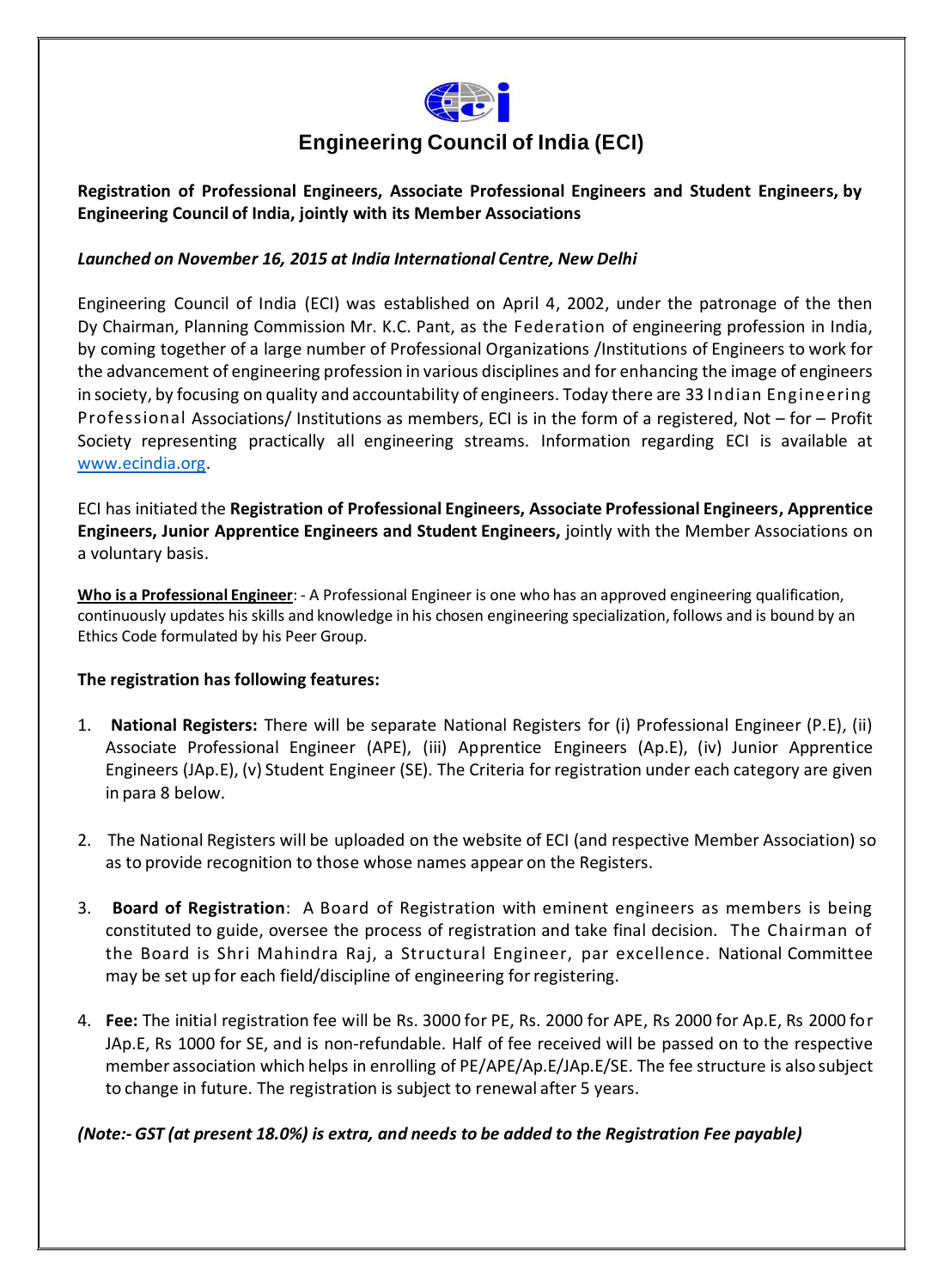# Engineering Council of India (ECI)

**Registration of Professional Engineers, Associate Professional Engineers and Student Engineers, by Engineering Council of India, jointly with its Member Associations**

***Launched on November 16, 2015 at India International Centre, New Delhi***

Engineering Council of India (ECI) was established on April 4, 2002, under the patronage of the then Dy Chairman, Planning Commission Mr. K.C. Pant, as the Federation of engineering profession in India, by coming together of a large number of Professional Organizations /Institutions of Engineers to work for the advancement of engineering profession in various disciplines and for enhancing the image of engineers in society, by focusing on quality and accountability of engineers. Today there are 33 Indian Engineering Professional Associations/ Institutions as members, ECI is in the form of a registered, Not – for – Profit Society representing practically all engineering streams. Information regarding ECI is available at www.ecindia.org.

ECI has initiated the **Registration of Professional Engineers, Associate Professional Engineers, Apprentice Engineers, Junior Apprentice Engineers and Student Engineers,** jointly with the Member Associations on a voluntary basis.

**Who is a Professional Engineer**: - A Professional Engineer is one who has an approved engineering qualification, continuously updates his skills and knowledge in his chosen engineering specialization, follows and is bound by an Ethics Code formulated by his Peer Group.

**The registration has following features:**

1. **National Registers:** There will be separate National Registers for (i) Professional Engineer (P.E), (ii) Associate Professional Engineer (APE), (iii) Apprentice Engineers (Ap.E), (iv) Junior Apprentice Engineers (JAp.E), (v) Student Engineer (SE). The Criteria for registration under each category are given in para 8 below.

2. The National Registers will be uploaded on the website of ECI (and respective Member Association) so as to provide recognition to those whose names appear on the Registers.

3. **Board of Registration**: A Board of Registration with eminent engineers as members is being constituted to guide, oversee the process of registration and take final decision. The Chairman of the Board is Shri Mahindra Raj, a Structural Engineer, par excellence. National Committee may be set up for each field/discipline of engineering for registering.

4. **Fee:** The initial registration fee will be Rs. 3000 for PE, Rs. 2000 for APE, Rs 2000 for Ap.E, Rs 2000 for JAp.E, Rs 1000 for SE, and is non-refundable. Half of fee received will be passed on to the respective member association which helps in enrolling of PE/APE/Ap.E/JAp.E/SE. The fee structure is also subject to change in future. The registration is subject to renewal after 5 years.

***(Note:- GST (at present 18.0%) is extra, and needs to be added to the Registration Fee payable)***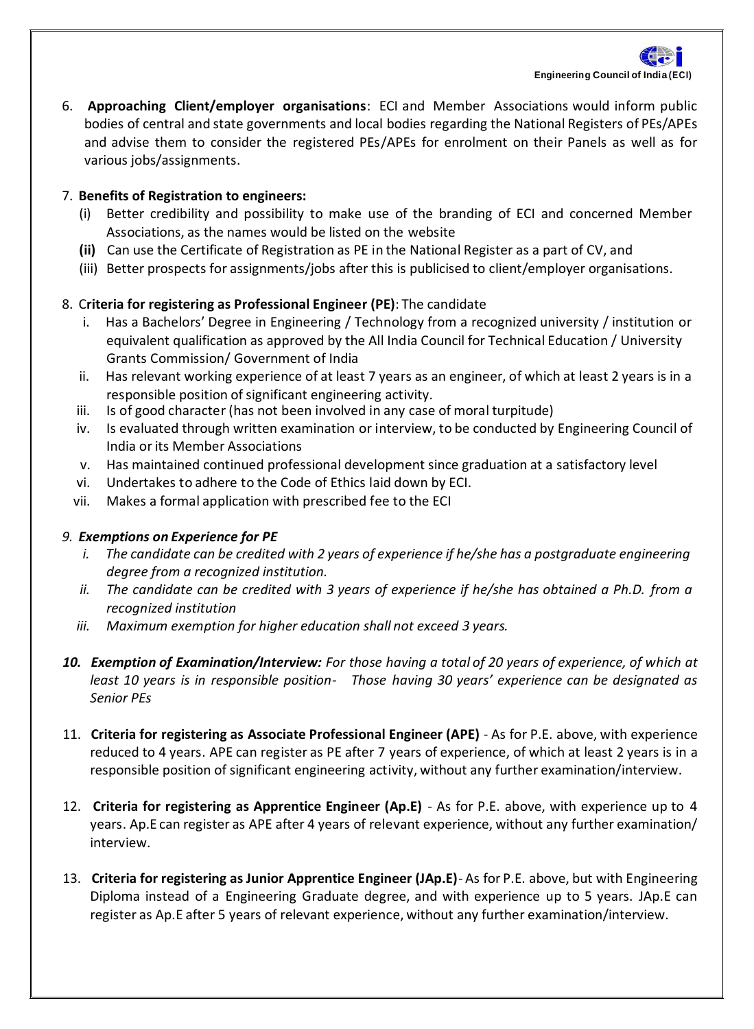6. **Approaching Client/employer organisations**: ECI and Member Associations would inform public bodies of central and state governments and local bodies regarding the National Registers of PEs/APEs and advise them to consider the registered PEs/APEs for enrolment on their Panels as well as for various jobs/assignments.

7. **Benefits of Registration to engineers:**
   (i) Better credibility and possibility to make use of the branding of ECI and concerned Member Associations, as the names would be listed on the website
   **(ii)** Can use the Certificate of Registration as PE in the National Register as a part of CV, and
   (iii) Better prospects for assignments/jobs after this is publicised to client/employer organisations.

8. C**riteria for registering as Professional Engineer (PE)**: The candidate
   i. Has a Bachelors' Degree in Engineering / Technology from a recognized university / institution or equivalent qualification as approved by the All India Council for Technical Education / University Grants Commission/ Government of India
   ii. Has relevant working experience of at least 7 years as an engineer, of which at least 2 years is in a responsible position of significant engineering activity.
   iii. Is of good character (has not been involved in any case of moral turpitude)
   iv. Is evaluated through written examination or interview, to be conducted by Engineering Council of India or its Member Associations
   v. Has maintained continued professional development since graduation at a satisfactory level
   vi. Undertakes to adhere to the Code of Ethics laid down by ECI.
   vii. Makes a formal application with prescribed fee to the ECI

9. ***Exemptions on Experience for PE***
   *i. The candidate can be credited with 2 years of experience if he/she has a postgraduate engineering degree from a recognized institution.*
   *ii. The candidate can be credited with 3 years of experience if he/she has obtained a Ph.D. from a recognized institution*
   *iii. Maximum exemption for higher education shall not exceed 3 years.*

10. ***Exemption of Examination/Interview:*** *For those having a total of 20 years of experience, of which at least 10 years is in responsible position- Those having 30 years' experience can be designated as Senior PEs*

11. **Criteria for registering as Associate Professional Engineer (APE)** - As for P.E. above, with experience reduced to 4 years. APE can register as PE after 7 years of experience, of which at least 2 years is in a responsible position of significant engineering activity, without any further examination/interview.

12. **Criteria for registering as Apprentice Engineer (Ap.E)** - As for P.E. above, with experience up to 4 years. Ap.E can register as APE after 4 years of relevant experience, without any further examination/ interview.

13. **Criteria for registering as Junior Apprentice Engineer (JAp.E)** - As for P.E. above, but with Engineering Diploma instead of a Engineering Graduate degree, and with experience up to 5 years. JAp.E can register as Ap.E after 5 years of relevant experience, without any further examination/interview.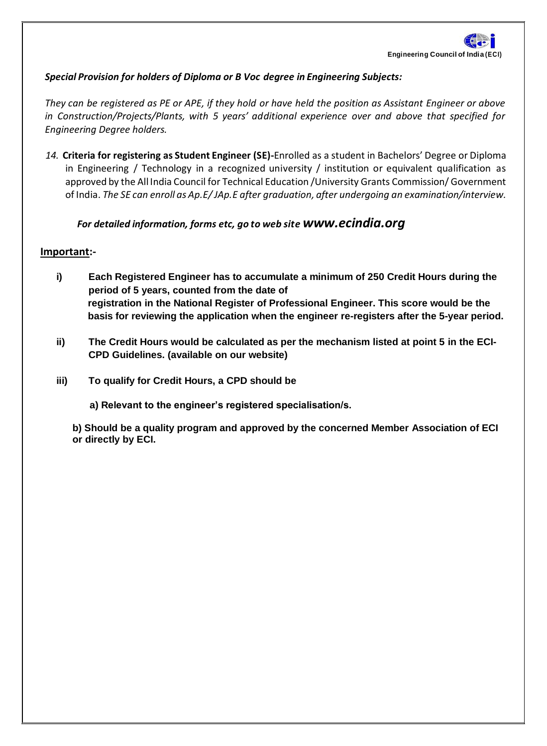*Special Provision for holders of Diploma or B Voc degree in Engineering Subjects:*

*They can be registered as PE or APE, if they hold or have held the position as Assistant Engineer or above in Construction/Projects/Plants, with 5 years' additional experience over and above that specified for Engineering Degree holders.*

*14.* **Criteria for registering as Student Engineer (SE)-**Enrolled as a student in Bachelors' Degree or Diploma in Engineering / Technology in a recognized university / institution or equivalent qualification as approved by the All India Council for Technical Education /University Grants Commission/ Government of India. *The SE can enroll as Ap.E/ JAp.E after graduation, after undergoing an examination/interview.*

***For detailed information, forms etc, go to web site www.ecindia.org***

**Important:-**

**i)** **Each Registered Engineer has to accumulate a minimum of 250 Credit Hours during the period of 5 years, counted from the date of registration in the National Register of Professional Engineer. This score would be the basis for reviewing the application when the engineer re-registers after the 5-year period.**

**ii)** **The Credit Hours would be calculated as per the mechanism listed at point 5 in the ECI-CPD Guidelines. (available on our website)**

**iii)** **To qualify for Credit Hours, a CPD should be**

**a) Relevant to the engineer's registered specialisation/s.**

**b) Should be a quality program and approved by the concerned Member Association of ECI or directly by ECI.**